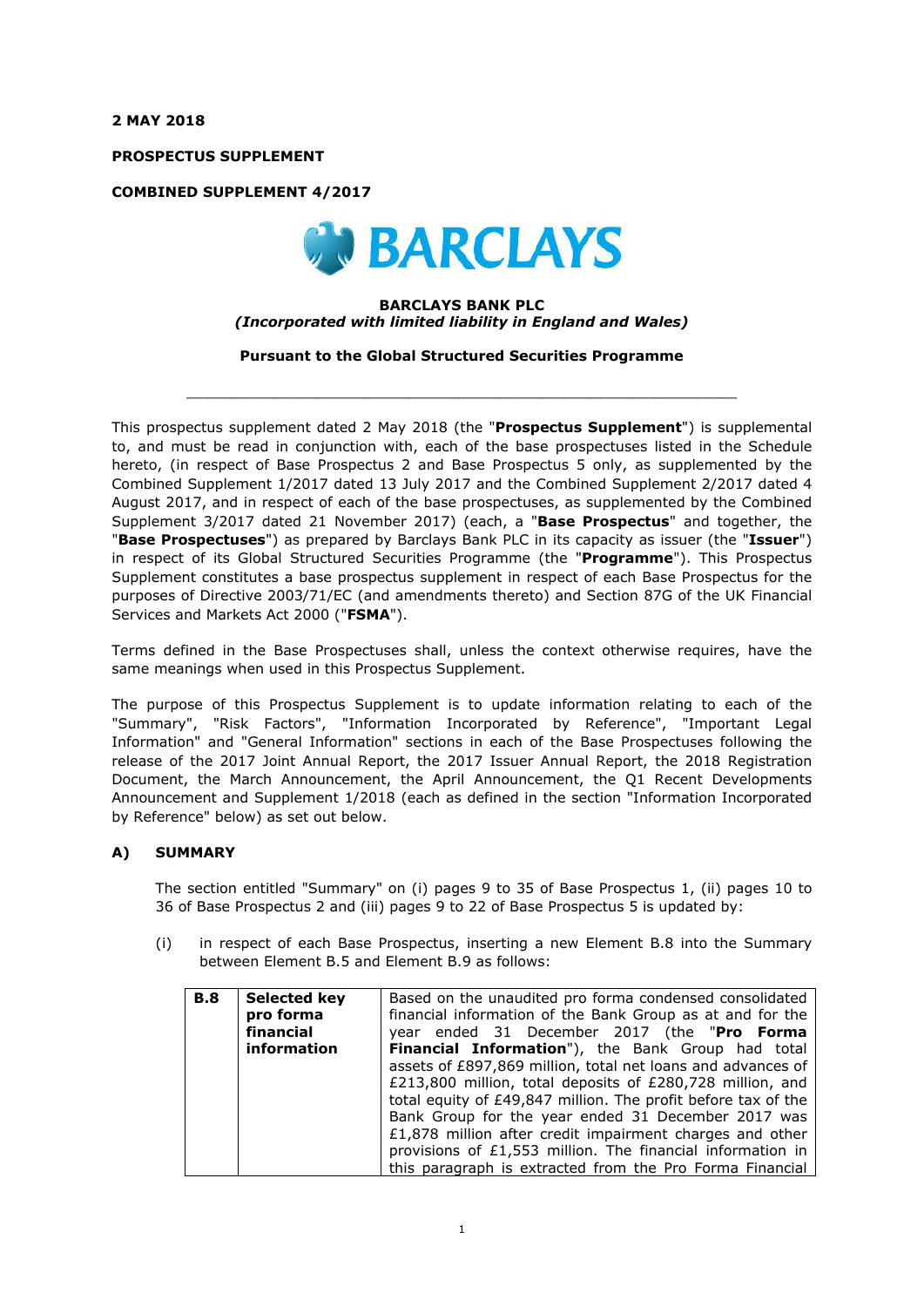**2 MAY 2018**

**PROSPECTUS SUPPLEMENT**

**COMBINED SUPPLEMENT 4/2017**

**BARCLAYS**

**BARCLAYS BANK PLC**
***(Incorporated with limited liability in England and Wales)***

**Pursuant to the Global Structured Securities Programme**

---

This prospectus supplement dated 2 May 2018 (the "**Prospectus Supplement**") is supplemental to, and must be read in conjunction with, each of the base prospectuses listed in the Schedule hereto, (in respect of Base Prospectus 2 and Base Prospectus 5 only, as supplemented by the Combined Supplement 1/2017 dated 13 July 2017 and the Combined Supplement 2/2017 dated 4 August 2017, and in respect of each of the base prospectuses, as supplemented by the Combined Supplement 3/2017 dated 21 November 2017) (each, a "**Base Prospectus**" and together, the "**Base Prospectuses**") as prepared by Barclays Bank PLC in its capacity as issuer (the "**Issuer**") in respect of its Global Structured Securities Programme (the "**Programme**"). This Prospectus Supplement constitutes a base prospectus supplement in respect of each Base Prospectus for the purposes of Directive 2003/71/EC (and amendments thereto) and Section 87G of the UK Financial Services and Markets Act 2000 ("**FSMA**").

Terms defined in the Base Prospectuses shall, unless the context otherwise requires, have the same meanings when used in this Prospectus Supplement.

The purpose of this Prospectus Supplement is to update information relating to each of the "Summary", "Risk Factors", "Information Incorporated by Reference", "Important Legal Information" and "General Information" sections in each of the Base Prospectuses following the release of the 2017 Joint Annual Report, the 2017 Issuer Annual Report, the 2018 Registration Document, the March Announcement, the April Announcement, the Q1 Recent Developments Announcement and Supplement 1/2018 (each as defined in the section "Information Incorporated by Reference" below) as set out below.

## A) SUMMARY

The section entitled "Summary" on (i) pages 9 to 35 of Base Prospectus 1, (ii) pages 10 to 36 of Base Prospectus 2 and (iii) pages 9 to 22 of Base Prospectus 5 is updated by:

(i) in respect of each Base Prospectus, inserting a new Element B.8 into the Summary between Element B.5 and Element B.9 as follows:

| | | |
|---|---|---|
| **B.8** | **Selected key pro forma financial information** | Based on the unaudited pro forma condensed consolidated financial information of the Bank Group as at and for the year ended 31 December 2017 (the "**Pro Forma Financial Information**"), the Bank Group had total assets of £897,869 million, total net loans and advances of £213,800 million, total deposits of £280,728 million, and total equity of £49,847 million. The profit before tax of the Bank Group for the year ended 31 December 2017 was £1,878 million after credit impairment charges and other provisions of £1,553 million. The financial information in this paragraph is extracted from the Pro Forma Financial |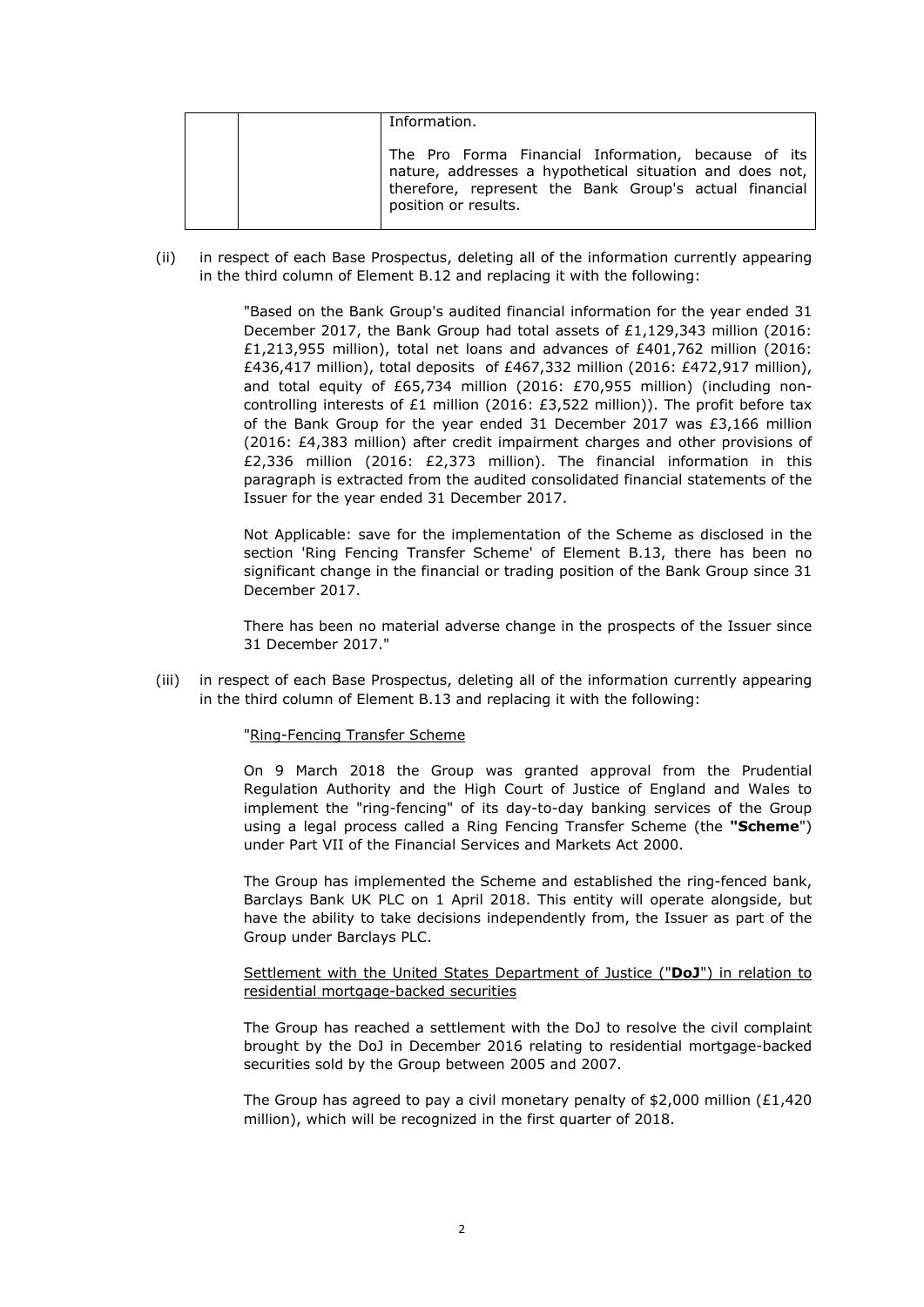| | | Information.<br><br>The Pro Forma Financial Information, because of its nature, addresses a hypothetical situation and does not, therefore, represent the Bank Group's actual financial position or results. |
|---|---|---|

(ii) in respect of each Base Prospectus, deleting all of the information currently appearing in the third column of Element B.12 and replacing it with the following:

> "Based on the Bank Group's audited financial information for the year ended 31 December 2017, the Bank Group had total assets of £1,129,343 million (2016: £1,213,955 million), total net loans and advances of £401,762 million (2016: £436,417 million), total deposits of £467,332 million (2016: £472,917 million), and total equity of £65,734 million (2016: £70,955 million) (including non-controlling interests of £1 million (2016: £3,522 million)). The profit before tax of the Bank Group for the year ended 31 December 2017 was £3,166 million (2016: £4,383 million) after credit impairment charges and other provisions of £2,336 million (2016: £2,373 million). The financial information in this paragraph is extracted from the audited consolidated financial statements of the Issuer for the year ended 31 December 2017.
>
> Not Applicable: save for the implementation of the Scheme as disclosed in the section 'Ring Fencing Transfer Scheme' of Element B.13, there has been no significant change in the financial or trading position of the Bank Group since 31 December 2017.
>
> There has been no material adverse change in the prospects of the Issuer since 31 December 2017."

(iii) in respect of each Base Prospectus, deleting all of the information currently appearing in the third column of Element B.13 and replacing it with the following:

> "Ring-Fencing Transfer Scheme
>
> On 9 March 2018 the Group was granted approval from the Prudential Regulation Authority and the High Court of Justice of England and Wales to implement the "ring-fencing" of its day-to-day banking services of the Group using a legal process called a Ring Fencing Transfer Scheme (the **"Scheme"**) under Part VII of the Financial Services and Markets Act 2000.
>
> The Group has implemented the Scheme and established the ring-fenced bank, Barclays Bank UK PLC on 1 April 2018. This entity will operate alongside, but have the ability to take decisions independently from, the Issuer as part of the Group under Barclays PLC.
>
> Settlement with the United States Department of Justice ("**DoJ**") in relation to residential mortgage-backed securities
>
> The Group has reached a settlement with the DoJ to resolve the civil complaint brought by the DoJ in December 2016 relating to residential mortgage-backed securities sold by the Group between 2005 and 2007.
>
> The Group has agreed to pay a civil monetary penalty of $2,000 million (£1,420 million), which will be recognized in the first quarter of 2018.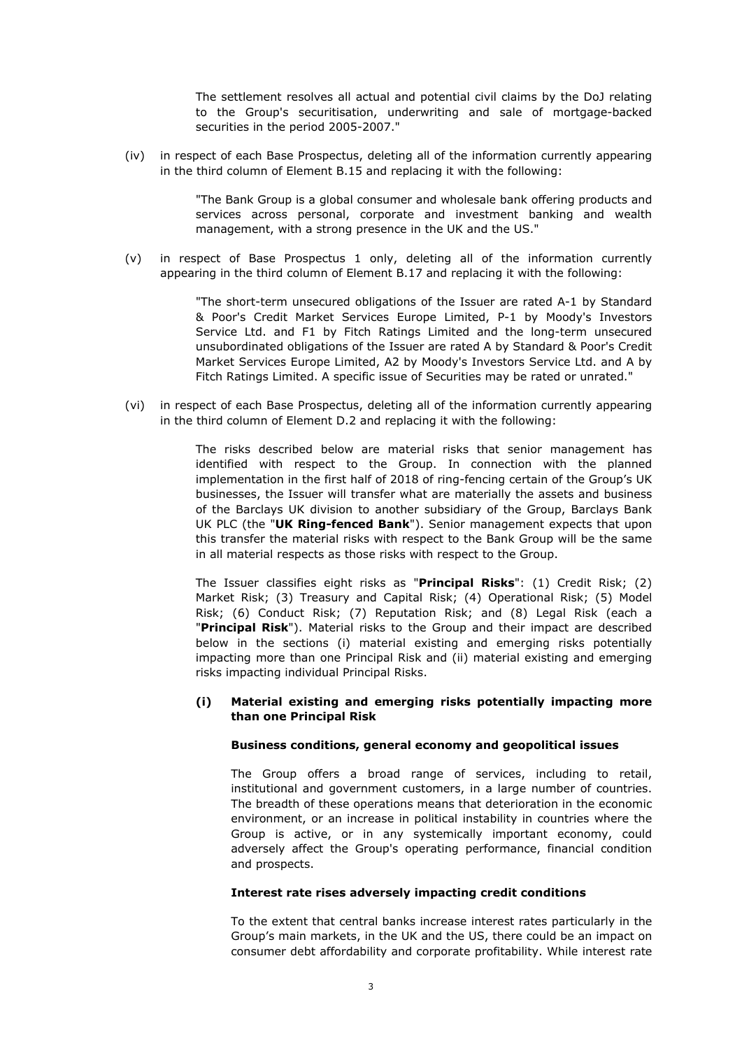The settlement resolves all actual and potential civil claims by the DoJ relating to the Group's securitisation, underwriting and sale of mortgage-backed securities in the period 2005-2007."

(iv) in respect of each Base Prospectus, deleting all of the information currently appearing in the third column of Element B.15 and replacing it with the following:

"The Bank Group is a global consumer and wholesale bank offering products and services across personal, corporate and investment banking and wealth management, with a strong presence in the UK and the US."

(v) in respect of Base Prospectus 1 only, deleting all of the information currently appearing in the third column of Element B.17 and replacing it with the following:

"The short-term unsecured obligations of the Issuer are rated A-1 by Standard & Poor's Credit Market Services Europe Limited, P-1 by Moody's Investors Service Ltd. and F1 by Fitch Ratings Limited and the long-term unsecured unsubordinated obligations of the Issuer are rated A by Standard & Poor's Credit Market Services Europe Limited, A2 by Moody's Investors Service Ltd. and A by Fitch Ratings Limited. A specific issue of Securities may be rated or unrated."

(vi) in respect of each Base Prospectus, deleting all of the information currently appearing in the third column of Element D.2 and replacing it with the following:

The risks described below are material risks that senior management has identified with respect to the Group. In connection with the planned implementation in the first half of 2018 of ring-fencing certain of the Group's UK businesses, the Issuer will transfer what are materially the assets and business of the Barclays UK division to another subsidiary of the Group, Barclays Bank UK PLC (the "**UK Ring-fenced Bank**"). Senior management expects that upon this transfer the material risks with respect to the Bank Group will be the same in all material respects as those risks with respect to the Group.

The Issuer classifies eight risks as "**Principal Risks**": (1) Credit Risk; (2) Market Risk; (3) Treasury and Capital Risk; (4) Operational Risk; (5) Model Risk; (6) Conduct Risk; (7) Reputation Risk; and (8) Legal Risk (each a "**Principal Risk**"). Material risks to the Group and their impact are described below in the sections (i) material existing and emerging risks potentially impacting more than one Principal Risk and (ii) material existing and emerging risks impacting individual Principal Risks.

**(i) Material existing and emerging risks potentially impacting more than one Principal Risk**

**Business conditions, general economy and geopolitical issues**

The Group offers a broad range of services, including to retail, institutional and government customers, in a large number of countries. The breadth of these operations means that deterioration in the economic environment, or an increase in political instability in countries where the Group is active, or in any systemically important economy, could adversely affect the Group's operating performance, financial condition and prospects.

**Interest rate rises adversely impacting credit conditions**

To the extent that central banks increase interest rates particularly in the Group's main markets, in the UK and the US, there could be an impact on consumer debt affordability and corporate profitability. While interest rate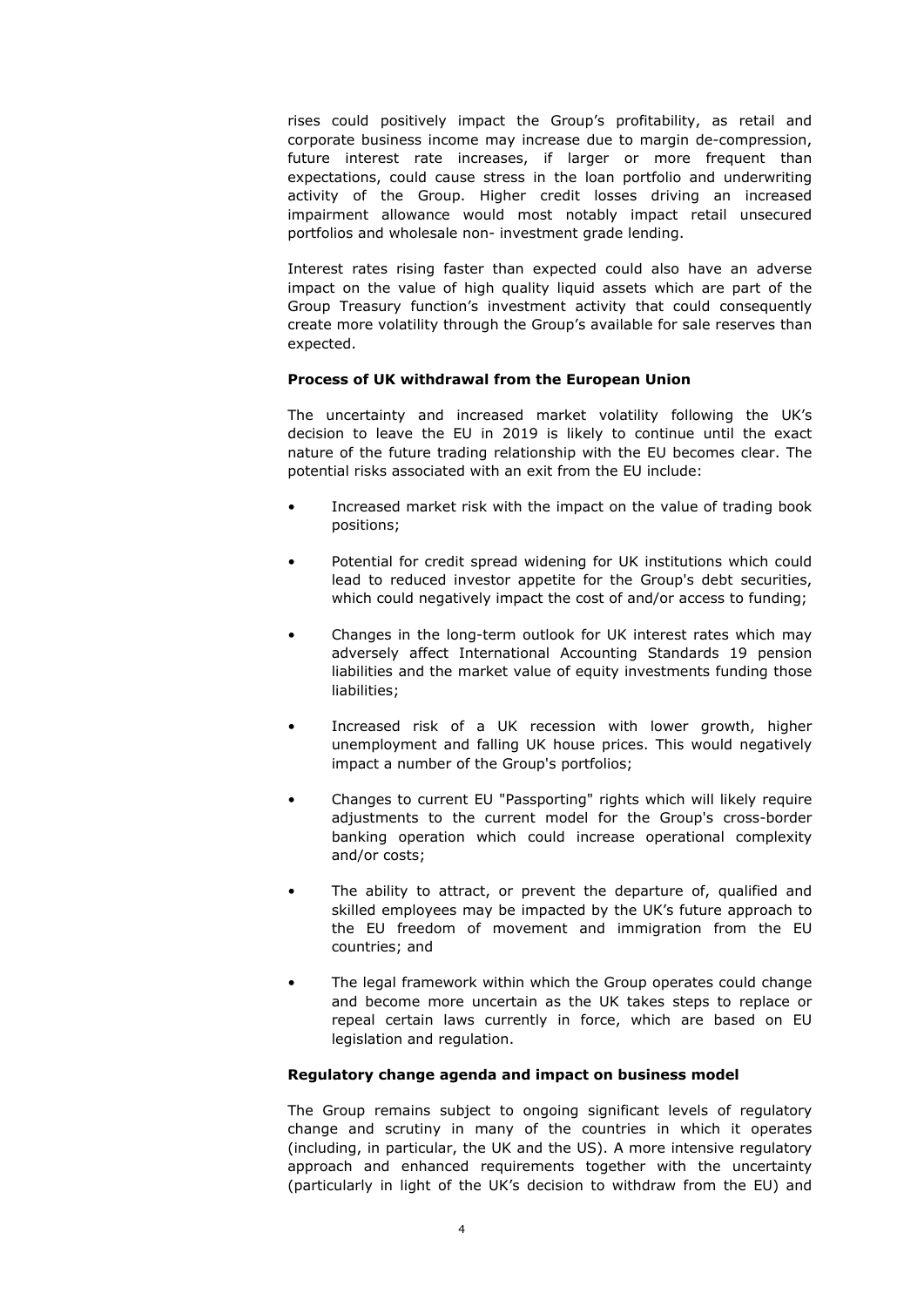rises could positively impact the Group's profitability, as retail and corporate business income may increase due to margin de-compression, future interest rate increases, if larger or more frequent than expectations, could cause stress in the loan portfolio and underwriting activity of the Group. Higher credit losses driving an increased impairment allowance would most notably impact retail unsecured portfolios and wholesale non- investment grade lending.

Interest rates rising faster than expected could also have an adverse impact on the value of high quality liquid assets which are part of the Group Treasury function's investment activity that could consequently create more volatility through the Group's available for sale reserves than expected.

**Process of UK withdrawal from the European Union**

The uncertainty and increased market volatility following the UK's decision to leave the EU in 2019 is likely to continue until the exact nature of the future trading relationship with the EU becomes clear. The potential risks associated with an exit from the EU include:

- Increased market risk with the impact on the value of trading book positions;
- Potential for credit spread widening for UK institutions which could lead to reduced investor appetite for the Group's debt securities, which could negatively impact the cost of and/or access to funding;
- Changes in the long-term outlook for UK interest rates which may adversely affect International Accounting Standards 19 pension liabilities and the market value of equity investments funding those liabilities;
- Increased risk of a UK recession with lower growth, higher unemployment and falling UK house prices. This would negatively impact a number of the Group's portfolios;
- Changes to current EU "Passporting" rights which will likely require adjustments to the current model for the Group's cross-border banking operation which could increase operational complexity and/or costs;
- The ability to attract, or prevent the departure of, qualified and skilled employees may be impacted by the UK's future approach to the EU freedom of movement and immigration from the EU countries; and
- The legal framework within which the Group operates could change and become more uncertain as the UK takes steps to replace or repeal certain laws currently in force, which are based on EU legislation and regulation.

**Regulatory change agenda and impact on business model**

The Group remains subject to ongoing significant levels of regulatory change and scrutiny in many of the countries in which it operates (including, in particular, the UK and the US). A more intensive regulatory approach and enhanced requirements together with the uncertainty (particularly in light of the UK's decision to withdraw from the EU) and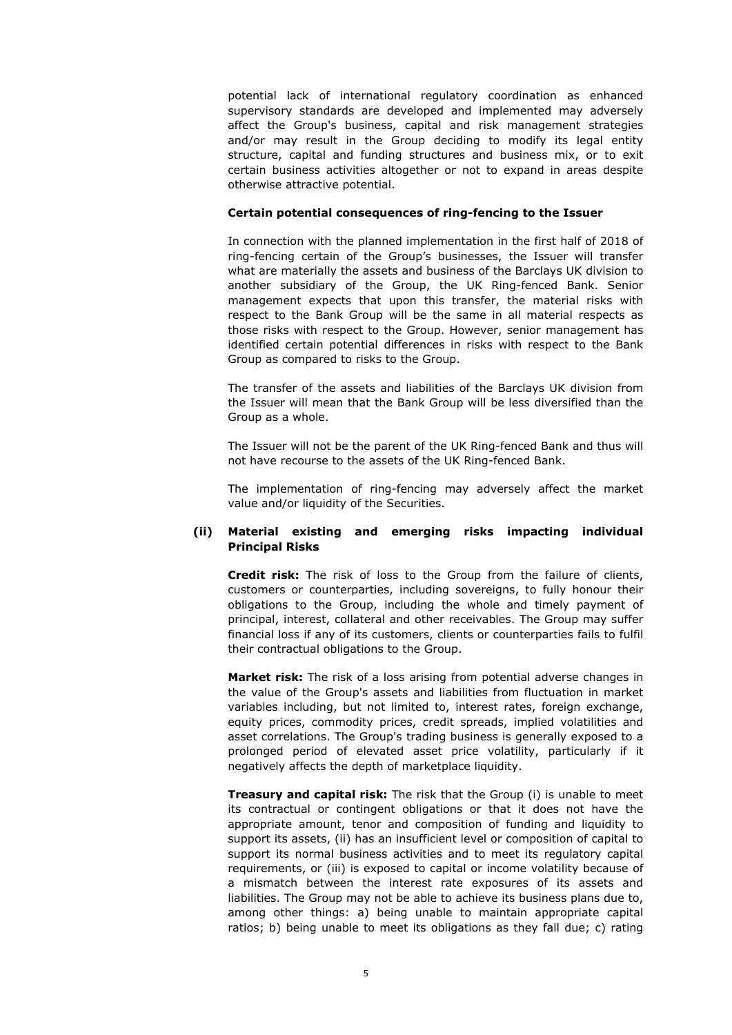potential lack of international regulatory coordination as enhanced supervisory standards are developed and implemented may adversely affect the Group's business, capital and risk management strategies and/or may result in the Group deciding to modify its legal entity structure, capital and funding structures and business mix, or to exit certain business activities altogether or not to expand in areas despite otherwise attractive potential.

**Certain potential consequences of ring-fencing to the Issuer**

In connection with the planned implementation in the first half of 2018 of ring-fencing certain of the Group's businesses, the Issuer will transfer what are materially the assets and business of the Barclays UK division to another subsidiary of the Group, the UK Ring-fenced Bank. Senior management expects that upon this transfer, the material risks with respect to the Bank Group will be the same in all material respects as those risks with respect to the Group. However, senior management has identified certain potential differences in risks with respect to the Bank Group as compared to risks to the Group.

The transfer of the assets and liabilities of the Barclays UK division from the Issuer will mean that the Bank Group will be less diversified than the Group as a whole.

The Issuer will not be the parent of the UK Ring-fenced Bank and thus will not have recourse to the assets of the UK Ring-fenced Bank.

The implementation of ring-fencing may adversely affect the market value and/or liquidity of the Securities.

**(ii) Material existing and emerging risks impacting individual Principal Risks**

**Credit risk:** The risk of loss to the Group from the failure of clients, customers or counterparties, including sovereigns, to fully honour their obligations to the Group, including the whole and timely payment of principal, interest, collateral and other receivables. The Group may suffer financial loss if any of its customers, clients or counterparties fails to fulfil their contractual obligations to the Group.

**Market risk:** The risk of a loss arising from potential adverse changes in the value of the Group's assets and liabilities from fluctuation in market variables including, but not limited to, interest rates, foreign exchange, equity prices, commodity prices, credit spreads, implied volatilities and asset correlations. The Group's trading business is generally exposed to a prolonged period of elevated asset price volatility, particularly if it negatively affects the depth of marketplace liquidity.

**Treasury and capital risk:** The risk that the Group (i) is unable to meet its contractual or contingent obligations or that it does not have the appropriate amount, tenor and composition of funding and liquidity to support its assets, (ii) has an insufficient level or composition of capital to support its normal business activities and to meet its regulatory capital requirements, or (iii) is exposed to capital or income volatility because of a mismatch between the interest rate exposures of its assets and liabilities. The Group may not be able to achieve its business plans due to, among other things: a) being unable to maintain appropriate capital ratios; b) being unable to meet its obligations as they fall due; c) rating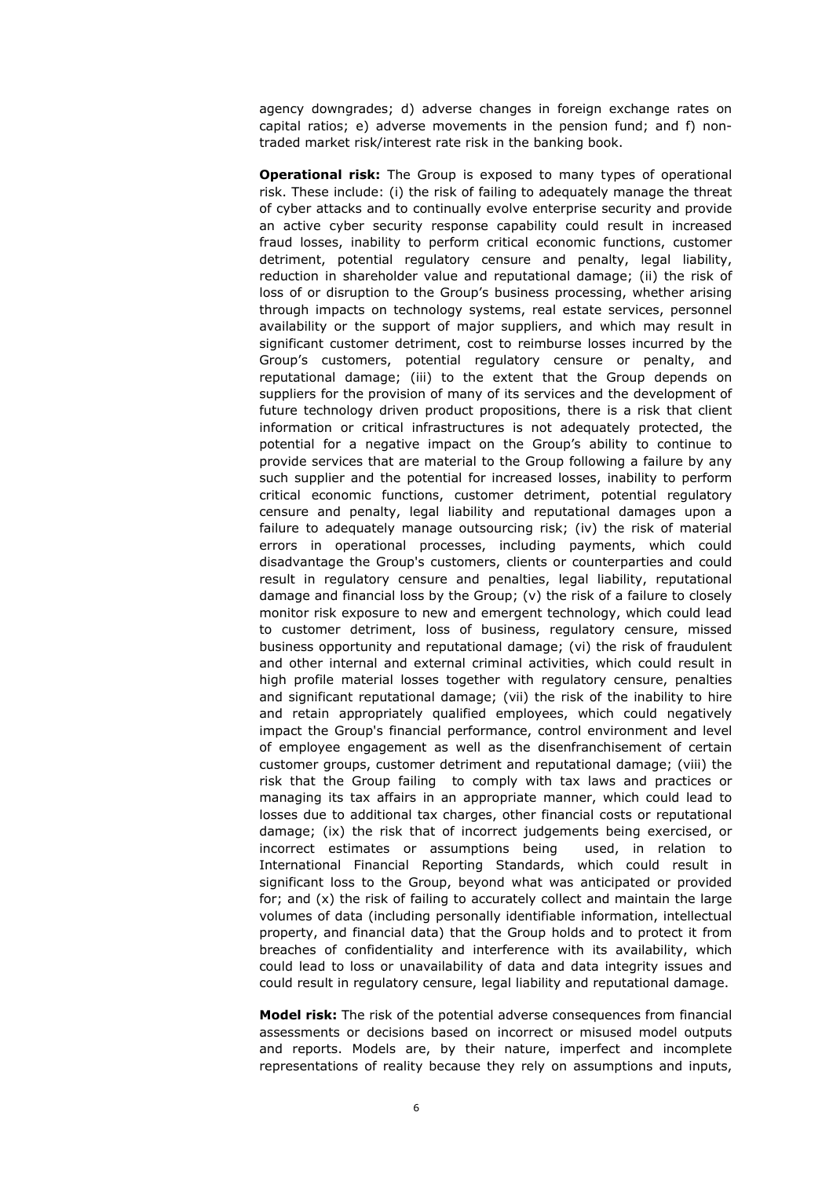agency downgrades; d) adverse changes in foreign exchange rates on capital ratios; e) adverse movements in the pension fund; and f) non-traded market risk/interest rate risk in the banking book.

**Operational risk:** The Group is exposed to many types of operational risk. These include: (i) the risk of failing to adequately manage the threat of cyber attacks and to continually evolve enterprise security and provide an active cyber security response capability could result in increased fraud losses, inability to perform critical economic functions, customer detriment, potential regulatory censure and penalty, legal liability, reduction in shareholder value and reputational damage; (ii) the risk of loss of or disruption to the Group's business processing, whether arising through impacts on technology systems, real estate services, personnel availability or the support of major suppliers, and which may result in significant customer detriment, cost to reimburse losses incurred by the Group's customers, potential regulatory censure or penalty, and reputational damage; (iii) to the extent that the Group depends on suppliers for the provision of many of its services and the development of future technology driven product propositions, there is a risk that client information or critical infrastructures is not adequately protected, the potential for a negative impact on the Group's ability to continue to provide services that are material to the Group following a failure by any such supplier and the potential for increased losses, inability to perform critical economic functions, customer detriment, potential regulatory censure and penalty, legal liability and reputational damages upon a failure to adequately manage outsourcing risk; (iv) the risk of material errors in operational processes, including payments, which could disadvantage the Group's customers, clients or counterparties and could result in regulatory censure and penalties, legal liability, reputational damage and financial loss by the Group; (v) the risk of a failure to closely monitor risk exposure to new and emergent technology, which could lead to customer detriment, loss of business, regulatory censure, missed business opportunity and reputational damage; (vi) the risk of fraudulent and other internal and external criminal activities, which could result in high profile material losses together with regulatory censure, penalties and significant reputational damage; (vii) the risk of the inability to hire and retain appropriately qualified employees, which could negatively impact the Group's financial performance, control environment and level of employee engagement as well as the disenfranchisement of certain customer groups, customer detriment and reputational damage; (viii) the risk that the Group failing to comply with tax laws and practices or managing its tax affairs in an appropriate manner, which could lead to losses due to additional tax charges, other financial costs or reputational damage; (ix) the risk that of incorrect judgements being exercised, or incorrect estimates or assumptions being used, in relation to International Financial Reporting Standards, which could result in significant loss to the Group, beyond what was anticipated or provided for; and (x) the risk of failing to accurately collect and maintain the large volumes of data (including personally identifiable information, intellectual property, and financial data) that the Group holds and to protect it from breaches of confidentiality and interference with its availability, which could lead to loss or unavailability of data and data integrity issues and could result in regulatory censure, legal liability and reputational damage.

**Model risk:** The risk of the potential adverse consequences from financial assessments or decisions based on incorrect or misused model outputs and reports. Models are, by their nature, imperfect and incomplete representations of reality because they rely on assumptions and inputs,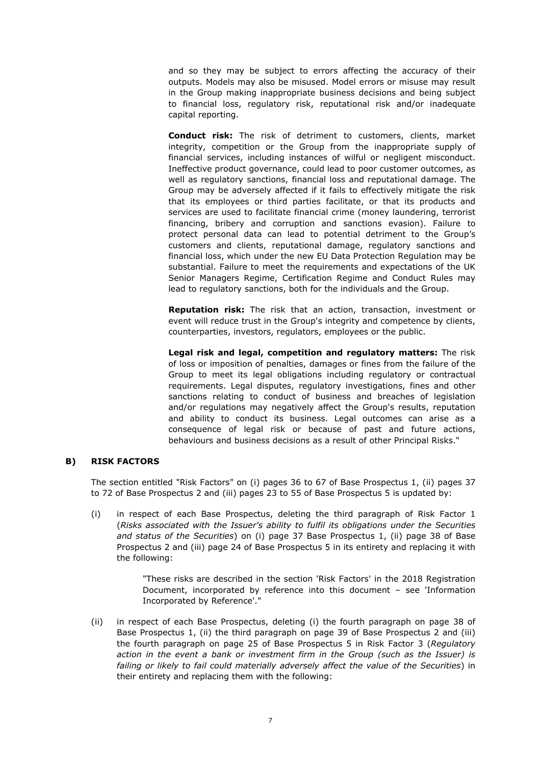and so they may be subject to errors affecting the accuracy of their outputs. Models may also be misused. Model errors or misuse may result in the Group making inappropriate business decisions and being subject to financial loss, regulatory risk, reputational risk and/or inadequate capital reporting.

**Conduct risk:** The risk of detriment to customers, clients, market integrity, competition or the Group from the inappropriate supply of financial services, including instances of wilful or negligent misconduct. Ineffective product governance, could lead to poor customer outcomes, as well as regulatory sanctions, financial loss and reputational damage. The Group may be adversely affected if it fails to effectively mitigate the risk that its employees or third parties facilitate, or that its products and services are used to facilitate financial crime (money laundering, terrorist financing, bribery and corruption and sanctions evasion). Failure to protect personal data can lead to potential detriment to the Group's customers and clients, reputational damage, regulatory sanctions and financial loss, which under the new EU Data Protection Regulation may be substantial. Failure to meet the requirements and expectations of the UK Senior Managers Regime, Certification Regime and Conduct Rules may lead to regulatory sanctions, both for the individuals and the Group.

**Reputation risk:** The risk that an action, transaction, investment or event will reduce trust in the Group's integrity and competence by clients, counterparties, investors, regulators, employees or the public.

**Legal risk and legal, competition and regulatory matters:** The risk of loss or imposition of penalties, damages or fines from the failure of the Group to meet its legal obligations including regulatory or contractual requirements. Legal disputes, regulatory investigations, fines and other sanctions relating to conduct of business and breaches of legislation and/or regulations may negatively affect the Group's results, reputation and ability to conduct its business. Legal outcomes can arise as a consequence of legal risk or because of past and future actions, behaviours and business decisions as a result of other Principal Risks."

## B) RISK FACTORS

The section entitled "Risk Factors" on (i) pages 36 to 67 of Base Prospectus 1, (ii) pages 37 to 72 of Base Prospectus 2 and (iii) pages 23 to 55 of Base Prospectus 5 is updated by:

(i) in respect of each Base Prospectus, deleting the third paragraph of Risk Factor 1 (*Risks associated with the Issuer's ability to fulfil its obligations under the Securities and status of the Securities*) on (i) page 37 Base Prospectus 1, (ii) page 38 of Base Prospectus 2 and (iii) page 24 of Base Prospectus 5 in its entirety and replacing it with the following:

> "These risks are described in the section 'Risk Factors' in the 2018 Registration Document, incorporated by reference into this document – see 'Information Incorporated by Reference'."

(ii) in respect of each Base Prospectus, deleting (i) the fourth paragraph on page 38 of Base Prospectus 1, (ii) the third paragraph on page 39 of Base Prospectus 2 and (iii) the fourth paragraph on page 25 of Base Prospectus 5 in Risk Factor 3 (*Regulatory action in the event a bank or investment firm in the Group (such as the Issuer) is failing or likely to fail could materially adversely affect the value of the Securities*) in their entirety and replacing them with the following: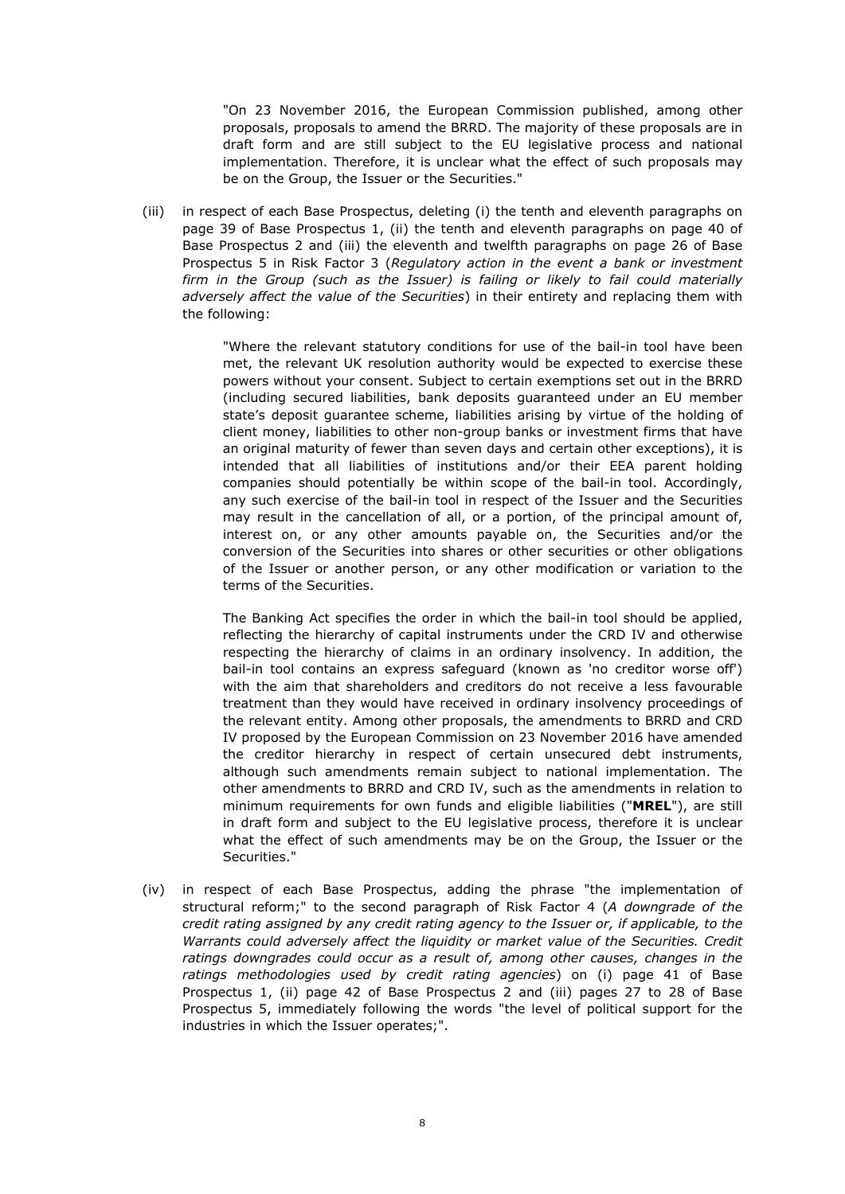"On 23 November 2016, the European Commission published, among other proposals, proposals to amend the BRRD. The majority of these proposals are in draft form and are still subject to the EU legislative process and national implementation. Therefore, it is unclear what the effect of such proposals may be on the Group, the Issuer or the Securities."

(iii) in respect of each Base Prospectus, deleting (i) the tenth and eleventh paragraphs on page 39 of Base Prospectus 1, (ii) the tenth and eleventh paragraphs on page 40 of Base Prospectus 2 and (iii) the eleventh and twelfth paragraphs on page 26 of Base Prospectus 5 in Risk Factor 3 (*Regulatory action in the event a bank or investment firm in the Group (such as the Issuer) is failing or likely to fail could materially adversely affect the value of the Securities*) in their entirety and replacing them with the following:

"Where the relevant statutory conditions for use of the bail-in tool have been met, the relevant UK resolution authority would be expected to exercise these powers without your consent. Subject to certain exemptions set out in the BRRD (including secured liabilities, bank deposits guaranteed under an EU member state's deposit guarantee scheme, liabilities arising by virtue of the holding of client money, liabilities to other non-group banks or investment firms that have an original maturity of fewer than seven days and certain other exceptions), it is intended that all liabilities of institutions and/or their EEA parent holding companies should potentially be within scope of the bail-in tool. Accordingly, any such exercise of the bail-in tool in respect of the Issuer and the Securities may result in the cancellation of all, or a portion, of the principal amount of, interest on, or any other amounts payable on, the Securities and/or the conversion of the Securities into shares or other securities or other obligations of the Issuer or another person, or any other modification or variation to the terms of the Securities.

The Banking Act specifies the order in which the bail-in tool should be applied, reflecting the hierarchy of capital instruments under the CRD IV and otherwise respecting the hierarchy of claims in an ordinary insolvency. In addition, the bail-in tool contains an express safeguard (known as 'no creditor worse off') with the aim that shareholders and creditors do not receive a less favourable treatment than they would have received in ordinary insolvency proceedings of the relevant entity. Among other proposals, the amendments to BRRD and CRD IV proposed by the European Commission on 23 November 2016 have amended the creditor hierarchy in respect of certain unsecured debt instruments, although such amendments remain subject to national implementation. The other amendments to BRRD and CRD IV, such as the amendments in relation to minimum requirements for own funds and eligible liabilities ("**MREL**"), are still in draft form and subject to the EU legislative process, therefore it is unclear what the effect of such amendments may be on the Group, the Issuer or the Securities."

(iv) in respect of each Base Prospectus, adding the phrase "the implementation of structural reform;" to the second paragraph of Risk Factor 4 (*A downgrade of the credit rating assigned by any credit rating agency to the Issuer or, if applicable, to the Warrants could adversely affect the liquidity or market value of the Securities. Credit ratings downgrades could occur as a result of, among other causes, changes in the ratings methodologies used by credit rating agencies*) on (i) page 41 of Base Prospectus 1, (ii) page 42 of Base Prospectus 2 and (iii) pages 27 to 28 of Base Prospectus 5, immediately following the words "the level of political support for the industries in which the Issuer operates;".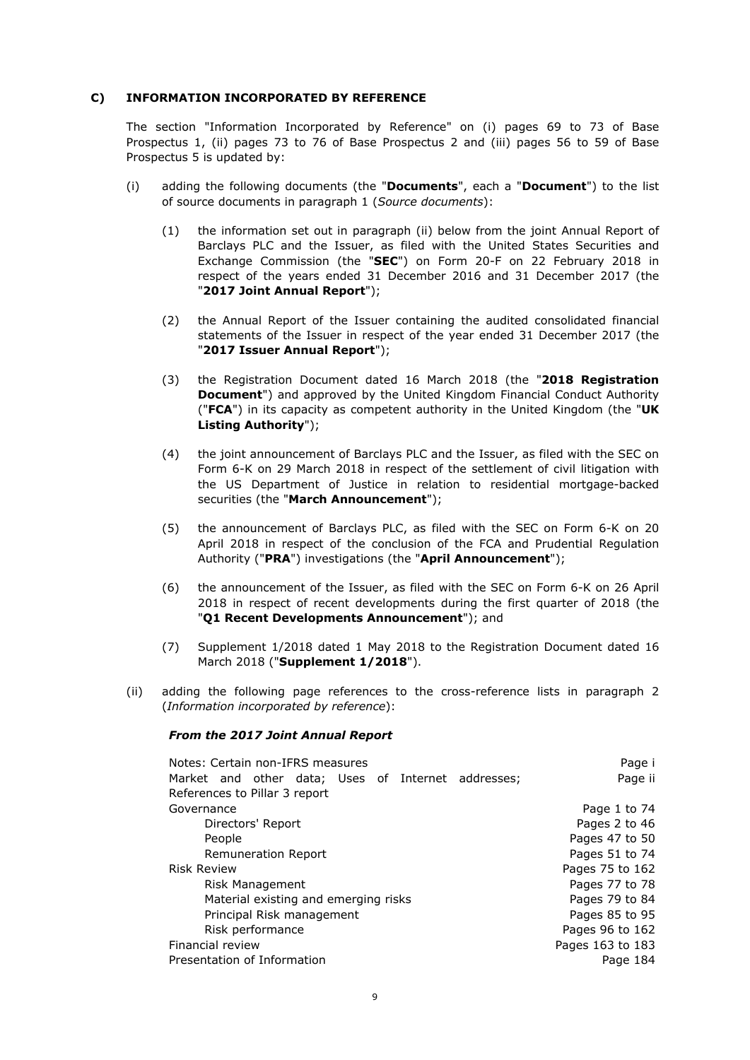## C) INFORMATION INCORPORATED BY REFERENCE

The section "Information Incorporated by Reference" on (i) pages 69 to 73 of Base Prospectus 1, (ii) pages 73 to 76 of Base Prospectus 2 and (iii) pages 56 to 59 of Base Prospectus 5 is updated by:

(i) adding the following documents (the "**Documents**", each a "**Document**") to the list of source documents in paragraph 1 (*Source documents*):

(1) the information set out in paragraph (ii) below from the joint Annual Report of Barclays PLC and the Issuer, as filed with the United States Securities and Exchange Commission (the "**SEC**") on Form 20-F on 22 February 2018 in respect of the years ended 31 December 2016 and 31 December 2017 (the "**2017 Joint Annual Report**");

(2) the Annual Report of the Issuer containing the audited consolidated financial statements of the Issuer in respect of the year ended 31 December 2017 (the "**2017 Issuer Annual Report**");

(3) the Registration Document dated 16 March 2018 (the "**2018 Registration Document**") and approved by the United Kingdom Financial Conduct Authority ("**FCA**") in its capacity as competent authority in the United Kingdom (the "**UK Listing Authority**");

(4) the joint announcement of Barclays PLC and the Issuer, as filed with the SEC on Form 6-K on 29 March 2018 in respect of the settlement of civil litigation with the US Department of Justice in relation to residential mortgage-backed securities (the "**March Announcement**");

(5) the announcement of Barclays PLC, as filed with the SEC on Form 6-K on 20 April 2018 in respect of the conclusion of the FCA and Prudential Regulation Authority ("**PRA**") investigations (the "**April Announcement**");

(6) the announcement of the Issuer, as filed with the SEC on Form 6-K on 26 April 2018 in respect of recent developments during the first quarter of 2018 (the "**Q1 Recent Developments Announcement**"); and

(7) Supplement 1/2018 dated 1 May 2018 to the Registration Document dated 16 March 2018 ("**Supplement 1/2018**").

(ii) adding the following page references to the cross-reference lists in paragraph 2 (*Information incorporated by reference*):

***From the 2017 Joint Annual Report***

| | |
|---|---|
| Notes: Certain non-IFRS measures | Page i |
| Market and other data; Uses of Internet addresses; References to Pillar 3 report | Page ii |
| Governance | Page 1 to 74 |
| Directors' Report | Pages 2 to 46 |
| People | Pages 47 to 50 |
| Remuneration Report | Pages 51 to 74 |
| Risk Review | Pages 75 to 162 |
| Risk Management | Pages 77 to 78 |
| Material existing and emerging risks | Pages 79 to 84 |
| Principal Risk management | Pages 85 to 95 |
| Risk performance | Pages 96 to 162 |
| Financial review | Pages 163 to 183 |
| Presentation of Information | Page 184 |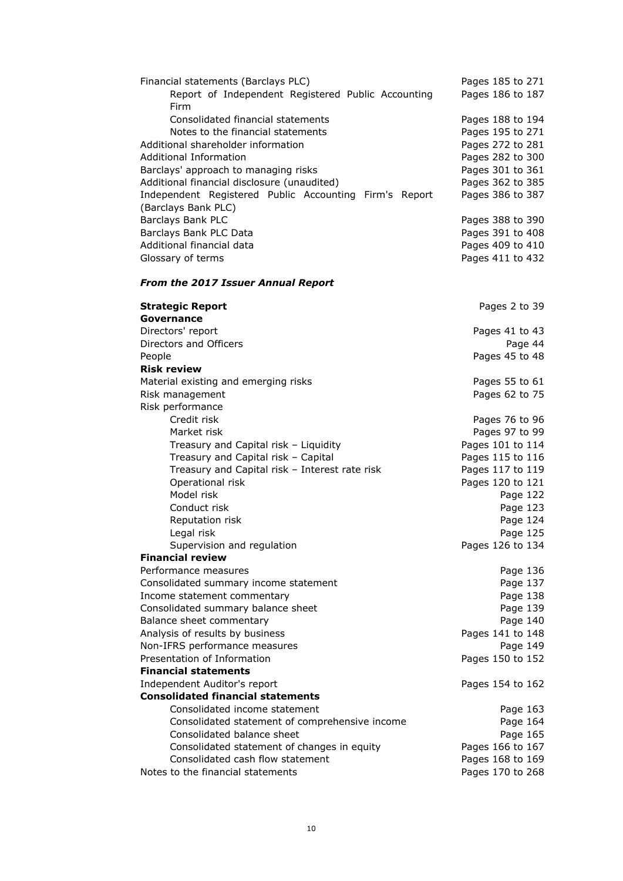| | |
|---|---|
| Financial statements (Barclays PLC) | Pages 185 to 271 |
| Report of Independent Registered Public Accounting Firm | Pages 186 to 187 |
| Consolidated financial statements | Pages 188 to 194 |
| Notes to the financial statements | Pages 195 to 271 |
| Additional shareholder information | Pages 272 to 281 |
| Additional Information | Pages 282 to 300 |
| Barclays' approach to managing risks | Pages 301 to 361 |
| Additional financial disclosure (unaudited) | Pages 362 to 385 |
| Independent Registered Public Accounting Firm's Report (Barclays Bank PLC) | Pages 386 to 387 |
| Barclays Bank PLC | Pages 388 to 390 |
| Barclays Bank PLC Data | Pages 391 to 408 |
| Additional financial data | Pages 409 to 410 |
| Glossary of terms | Pages 411 to 432 |

***From the 2017 Issuer Annual Report***

| | |
|---|---|
| **Strategic Report** | Pages 2 to 39 |
| **Governance** | |
| Directors' report | Pages 41 to 43 |
| Directors and Officers | Page 44 |
| People | Pages 45 to 48 |
| **Risk review** | |
| Material existing and emerging risks | Pages 55 to 61 |
| Risk management | Pages 62 to 75 |
| Risk performance | |
| Credit risk | Pages 76 to 96 |
| Market risk | Pages 97 to 99 |
| Treasury and Capital risk – Liquidity | Pages 101 to 114 |
| Treasury and Capital risk – Capital | Pages 115 to 116 |
| Treasury and Capital risk – Interest rate risk | Pages 117 to 119 |
| Operational risk | Pages 120 to 121 |
| Model risk | Page 122 |
| Conduct risk | Page 123 |
| Reputation risk | Page 124 |
| Legal risk | Page 125 |
| Supervision and regulation | Pages 126 to 134 |
| **Financial review** | |
| Performance measures | Page 136 |
| Consolidated summary income statement | Page 137 |
| Income statement commentary | Page 138 |
| Consolidated summary balance sheet | Page 139 |
| Balance sheet commentary | Page 140 |
| Analysis of results by business | Pages 141 to 148 |
| Non-IFRS performance measures | Page 149 |
| Presentation of Information | Pages 150 to 152 |
| **Financial statements** | |
| Independent Auditor's report | Pages 154 to 162 |
| **Consolidated financial statements** | |
| Consolidated income statement | Page 163 |
| Consolidated statement of comprehensive income | Page 164 |
| Consolidated balance sheet | Page 165 |
| Consolidated statement of changes in equity | Pages 166 to 167 |
| Consolidated cash flow statement | Pages 168 to 169 |
| Notes to the financial statements | Pages 170 to 268 |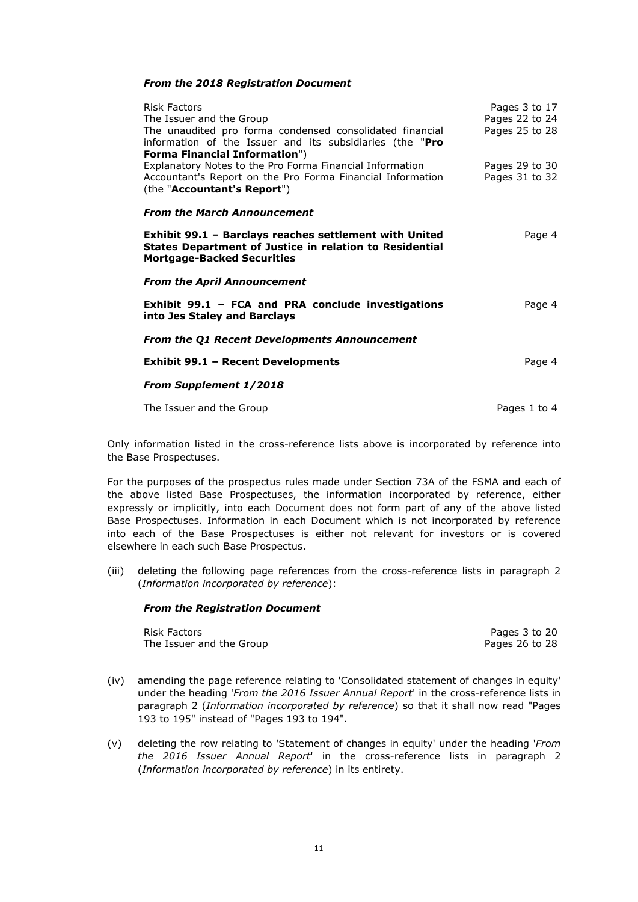*From the 2018 Registration Document*

| | |
|---|---|
| Risk Factors | Pages 3 to 17 |
| The Issuer and the Group | Pages 22 to 24 |
| The unaudited pro forma condensed consolidated financial information of the Issuer and its subsidiaries (the "**Pro Forma Financial Information**") | Pages 25 to 28 |
| Explanatory Notes to the Pro Forma Financial Information | Pages 29 to 30 |
| Accountant's Report on the Pro Forma Financial Information (the "**Accountant's Report**") | Pages 31 to 32 |

*From the March Announcement*

| | |
|---|---|
| **Exhibit 99.1 – Barclays reaches settlement with United States Department of Justice in relation to Residential Mortgage-Backed Securities** | Page 4 |

*From the April Announcement*

| | |
|---|---|
| **Exhibit 99.1 – FCA and PRA conclude investigations into Jes Staley and Barclays** | Page 4 |

*From the Q1 Recent Developments Announcement*

| | |
|---|---|
| **Exhibit 99.1 – Recent Developments** | Page 4 |

*From Supplement 1/2018*

| | |
|---|---|
| The Issuer and the Group | Pages 1 to 4 |

Only information listed in the cross-reference lists above is incorporated by reference into the Base Prospectuses.

For the purposes of the prospectus rules made under Section 73A of the FSMA and each of the above listed Base Prospectuses, the information incorporated by reference, either expressly or implicitly, into each Document does not form part of any of the above listed Base Prospectuses. Information in each Document which is not incorporated by reference into each of the Base Prospectuses is either not relevant for investors or is covered elsewhere in each such Base Prospectus.

(iii) deleting the following page references from the cross-reference lists in paragraph 2 (*Information incorporated by reference*):

*From the Registration Document*

| | |
|---|---|
| Risk Factors | Pages 3 to 20 |
| The Issuer and the Group | Pages 26 to 28 |

(iv) amending the page reference relating to 'Consolidated statement of changes in equity' under the heading '*From the 2016 Issuer Annual Report*' in the cross-reference lists in paragraph 2 (*Information incorporated by reference*) so that it shall now read "Pages 193 to 195" instead of "Pages 193 to 194".

(v) deleting the row relating to 'Statement of changes in equity' under the heading '*From the 2016 Issuer Annual Report*' in the cross-reference lists in paragraph 2 (*Information incorporated by reference*) in its entirety.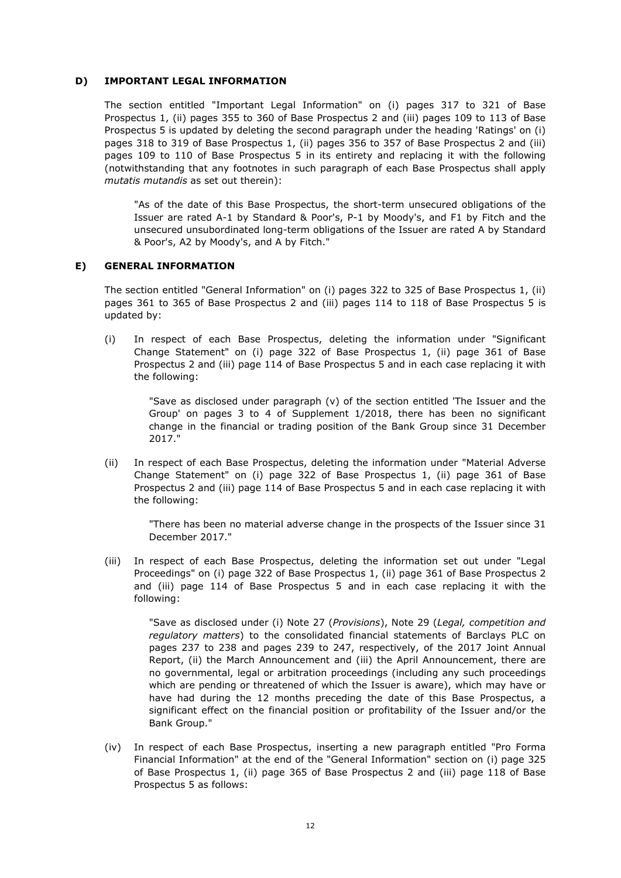## D) IMPORTANT LEGAL INFORMATION

The section entitled "Important Legal Information" on (i) pages 317 to 321 of Base Prospectus 1, (ii) pages 355 to 360 of Base Prospectus 2 and (iii) pages 109 to 113 of Base Prospectus 5 is updated by deleting the second paragraph under the heading 'Ratings' on (i) pages 318 to 319 of Base Prospectus 1, (ii) pages 356 to 357 of Base Prospectus 2 and (iii) pages 109 to 110 of Base Prospectus 5 in its entirety and replacing it with the following (notwithstanding that any footnotes in such paragraph of each Base Prospectus shall apply *mutatis mutandis* as set out therein):

> "As of the date of this Base Prospectus, the short-term unsecured obligations of the Issuer are rated A-1 by Standard & Poor's, P-1 by Moody's, and F1 by Fitch and the unsecured unsubordinated long-term obligations of the Issuer are rated A by Standard & Poor's, A2 by Moody's, and A by Fitch."

## E) GENERAL INFORMATION

The section entitled "General Information" on (i) pages 322 to 325 of Base Prospectus 1, (ii) pages 361 to 365 of Base Prospectus 2 and (iii) pages 114 to 118 of Base Prospectus 5 is updated by:

(i) In respect of each Base Prospectus, deleting the information under "Significant Change Statement" on (i) page 322 of Base Prospectus 1, (ii) page 361 of Base Prospectus 2 and (iii) page 114 of Base Prospectus 5 and in each case replacing it with the following:

> "Save as disclosed under paragraph (v) of the section entitled 'The Issuer and the Group' on pages 3 to 4 of Supplement 1/2018, there has been no significant change in the financial or trading position of the Bank Group since 31 December 2017."

(ii) In respect of each Base Prospectus, deleting the information under "Material Adverse Change Statement" on (i) page 322 of Base Prospectus 1, (ii) page 361 of Base Prospectus 2 and (iii) page 114 of Base Prospectus 5 and in each case replacing it with the following:

> "There has been no material adverse change in the prospects of the Issuer since 31 December 2017."

(iii) In respect of each Base Prospectus, deleting the information set out under "Legal Proceedings" on (i) page 322 of Base Prospectus 1, (ii) page 361 of Base Prospectus 2 and (iii) page 114 of Base Prospectus 5 and in each case replacing it with the following:

> "Save as disclosed under (i) Note 27 (*Provisions*), Note 29 (*Legal, competition and regulatory matters*) to the consolidated financial statements of Barclays PLC on pages 237 to 238 and pages 239 to 247, respectively, of the 2017 Joint Annual Report, (ii) the March Announcement and (iii) the April Announcement, there are no governmental, legal or arbitration proceedings (including any such proceedings which are pending or threatened of which the Issuer is aware), which may have or have had during the 12 months preceding the date of this Base Prospectus, a significant effect on the financial position or profitability of the Issuer and/or the Bank Group."

(iv) In respect of each Base Prospectus, inserting a new paragraph entitled "Pro Forma Financial Information" at the end of the "General Information" section on (i) page 325 of Base Prospectus 1, (ii) page 365 of Base Prospectus 2 and (iii) page 118 of Base Prospectus 5 as follows: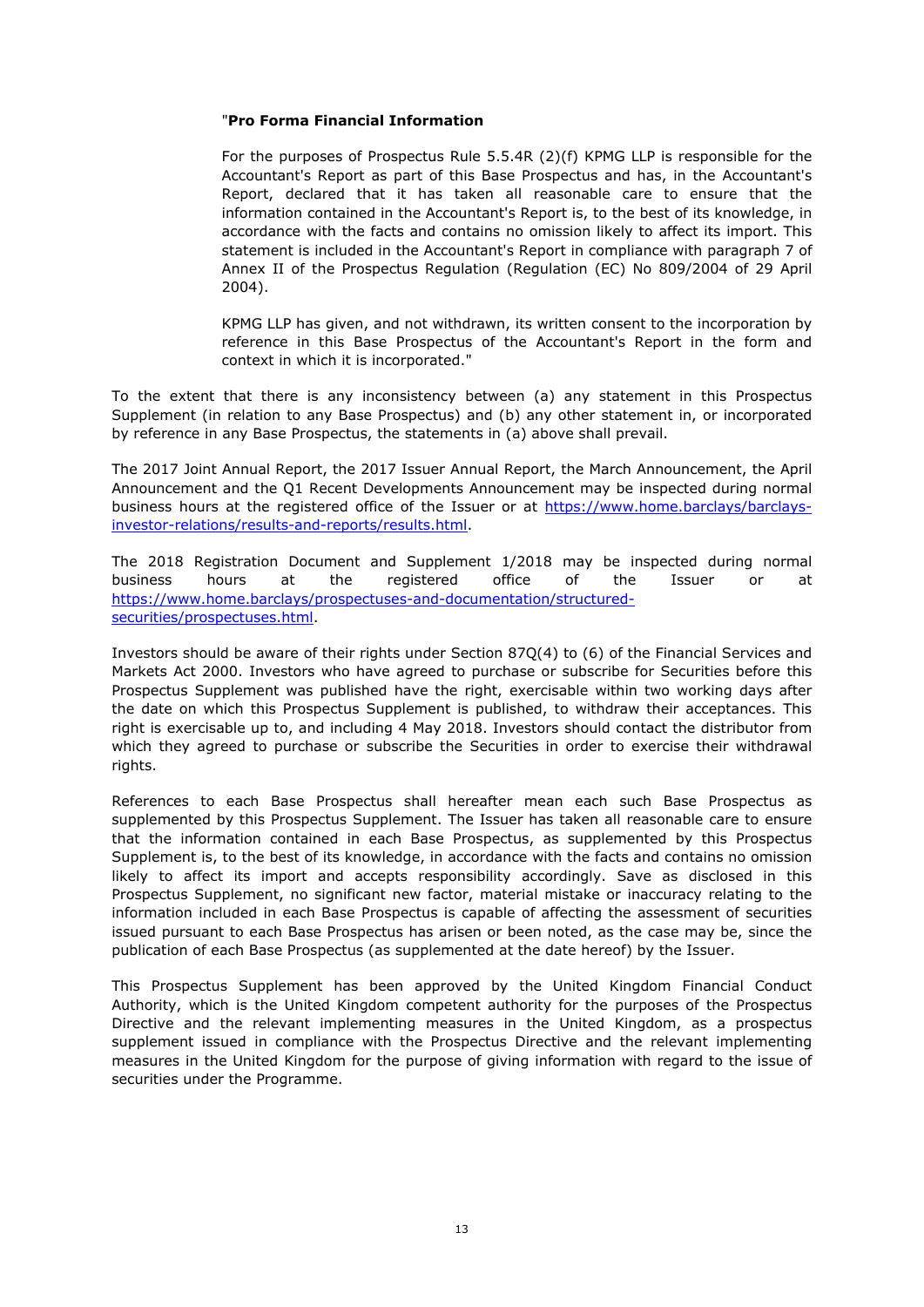"**Pro Forma Financial Information**

For the purposes of Prospectus Rule 5.5.4R (2)(f) KPMG LLP is responsible for the Accountant's Report as part of this Base Prospectus and has, in the Accountant's Report, declared that it has taken all reasonable care to ensure that the information contained in the Accountant's Report is, to the best of its knowledge, in accordance with the facts and contains no omission likely to affect its import. This statement is included in the Accountant's Report in compliance with paragraph 7 of Annex II of the Prospectus Regulation (Regulation (EC) No 809/2004 of 29 April 2004).

KPMG LLP has given, and not withdrawn, its written consent to the incorporation by reference in this Base Prospectus of the Accountant's Report in the form and context in which it is incorporated."

To the extent that there is any inconsistency between (a) any statement in this Prospectus Supplement (in relation to any Base Prospectus) and (b) any other statement in, or incorporated by reference in any Base Prospectus, the statements in (a) above shall prevail.

The 2017 Joint Annual Report, the 2017 Issuer Annual Report, the March Announcement, the April Announcement and the Q1 Recent Developments Announcement may be inspected during normal business hours at the registered office of the Issuer or at https://www.home.barclays/barclays-investor-relations/results-and-reports/results.html.

The 2018 Registration Document and Supplement 1/2018 may be inspected during normal business hours at the registered office of the Issuer or at https://www.home.barclays/prospectuses-and-documentation/structured-securities/prospectuses.html.

Investors should be aware of their rights under Section 87Q(4) to (6) of the Financial Services and Markets Act 2000. Investors who have agreed to purchase or subscribe for Securities before this Prospectus Supplement was published have the right, exercisable within two working days after the date on which this Prospectus Supplement is published, to withdraw their acceptances. This right is exercisable up to, and including 4 May 2018. Investors should contact the distributor from which they agreed to purchase or subscribe the Securities in order to exercise their withdrawal rights.

References to each Base Prospectus shall hereafter mean each such Base Prospectus as supplemented by this Prospectus Supplement. The Issuer has taken all reasonable care to ensure that the information contained in each Base Prospectus, as supplemented by this Prospectus Supplement is, to the best of its knowledge, in accordance with the facts and contains no omission likely to affect its import and accepts responsibility accordingly. Save as disclosed in this Prospectus Supplement, no significant new factor, material mistake or inaccuracy relating to the information included in each Base Prospectus is capable of affecting the assessment of securities issued pursuant to each Base Prospectus has arisen or been noted, as the case may be, since the publication of each Base Prospectus (as supplemented at the date hereof) by the Issuer.

This Prospectus Supplement has been approved by the United Kingdom Financial Conduct Authority, which is the United Kingdom competent authority for the purposes of the Prospectus Directive and the relevant implementing measures in the United Kingdom, as a prospectus supplement issued in compliance with the Prospectus Directive and the relevant implementing measures in the United Kingdom for the purpose of giving information with regard to the issue of securities under the Programme.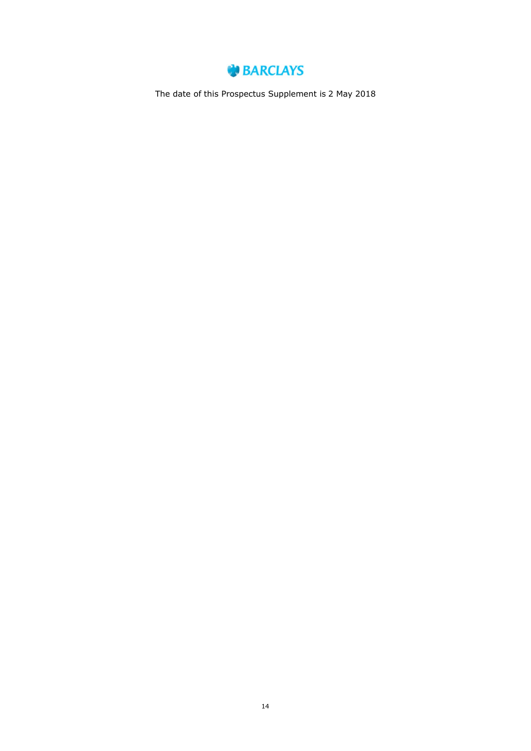BARCLAYS

The date of this Prospectus Supplement is 2 May 2018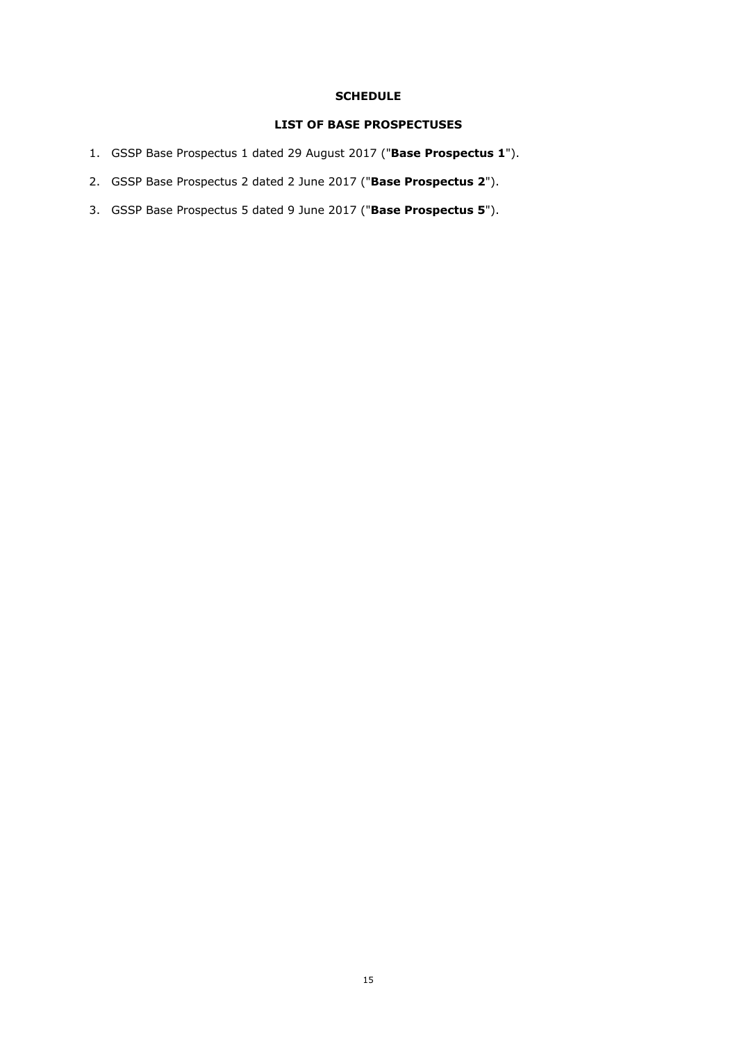# SCHEDULE

## LIST OF BASE PROSPECTUSES

1. GSSP Base Prospectus 1 dated 29 August 2017 ("**Base Prospectus 1**").
2. GSSP Base Prospectus 2 dated 2 June 2017 ("**Base Prospectus 2**").
3. GSSP Base Prospectus 5 dated 9 June 2017 ("**Base Prospectus 5**").